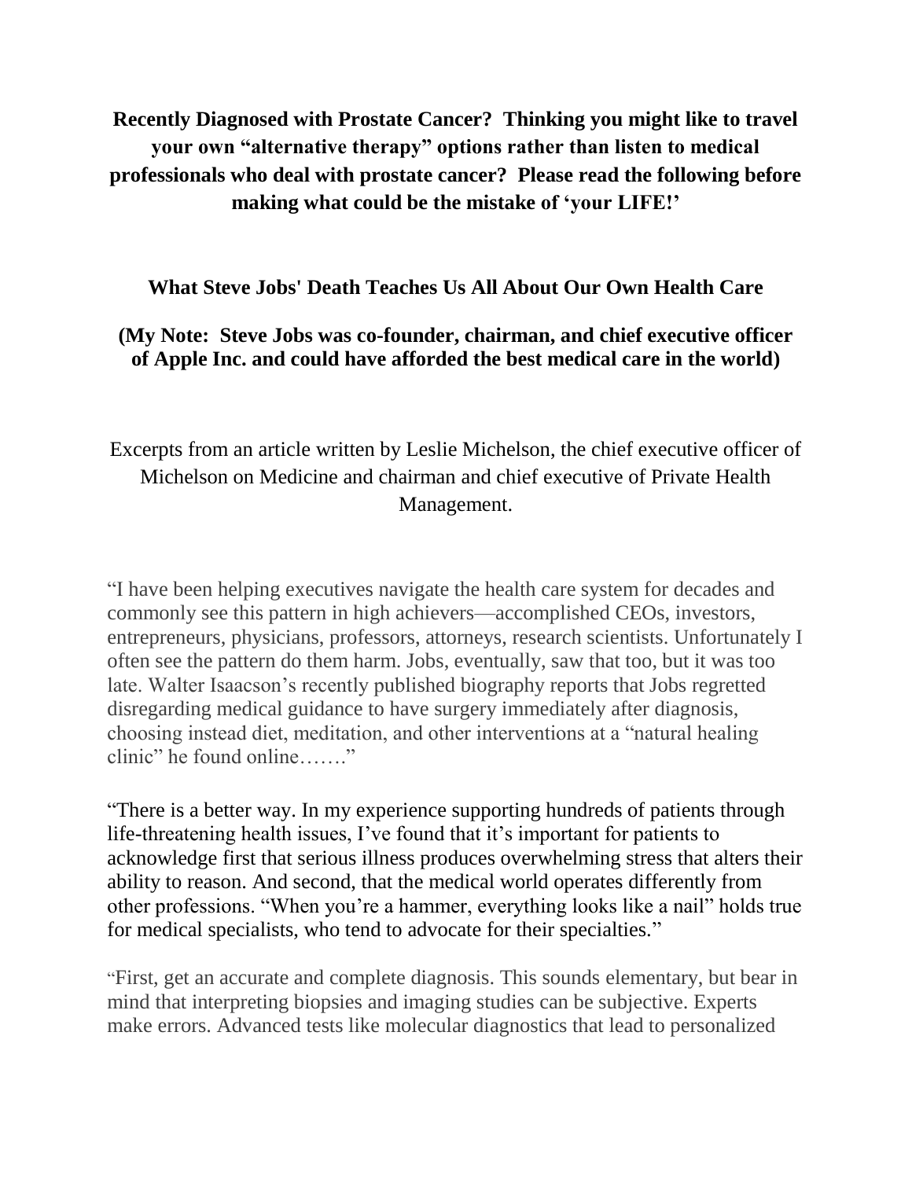**Recently Diagnosed with Prostate Cancer? Thinking you might like to travel your own "alternative therapy" options rather than listen to medical professionals who deal with prostate cancer? Please read the following before making what could be the mistake of 'your LIFE!'**

## What Steve Jobs' Death Teaches Us All About Our Own Health Care

**(My Note: Steve Jobs was co-founder, chairman, and chief executive officer of Apple Inc. and could have afforded the best medical care in the world)**

Excerpts from an article written by Leslie Michelson, the chief executive officer of Michelson on Medicine and chairman and chief executive of Private Health Management.

"I have been helping executives navigate the health care system for decades and commonly see this pattern in high achievers—accomplished CEOs, investors, entrepreneurs, physicians, professors, attorneys, research scientists. Unfortunately I often see the pattern do them harm. Jobs, eventually, saw that too, but it was too late. Walter Isaacson's recently published biography reports that Jobs regretted disregarding medical guidance to have surgery immediately after diagnosis, choosing instead diet, meditation, and other interventions at a "natural healing clinic" he found online……."

"There is a better way. In my experience supporting hundreds of patients through life-threatening health issues, I've found that it's important for patients to acknowledge first that serious illness produces overwhelming stress that alters their ability to reason. And second, that the medical world operates differently from other professions. "When you're a hammer, everything looks like a nail" holds true for medical specialists, who tend to advocate for their specialties."

"First, get an accurate and complete diagnosis. This sounds elementary, but bear in mind that interpreting biopsies and imaging studies can be subjective. Experts make errors. Advanced tests like molecular diagnostics that lead to personalized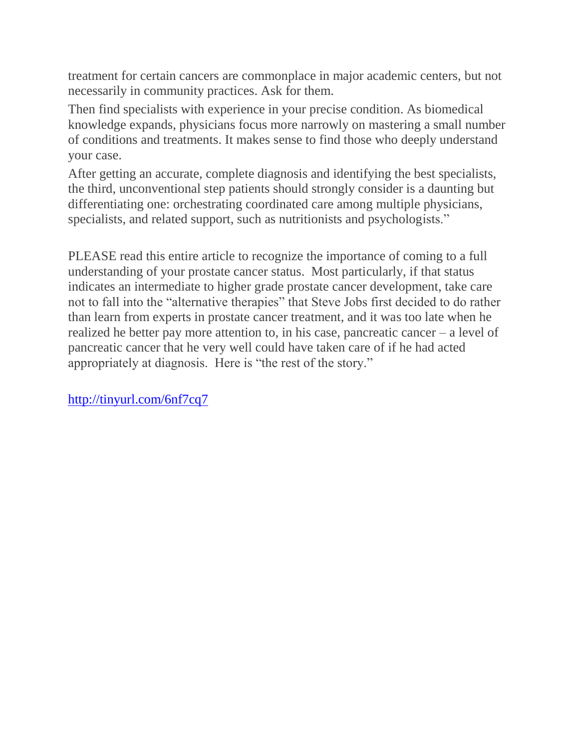treatment for certain cancers are commonplace in major academic centers, but not necessarily in community practices. Ask for them.

Then find specialists with experience in your precise condition. As biomedical knowledge expands, physicians focus more narrowly on mastering a small number of conditions and treatments. It makes sense to find those who deeply understand your case.

After getting an accurate, complete diagnosis and identifying the best specialists, the third, unconventional step patients should strongly consider is a daunting but differentiating one: orchestrating coordinated care among multiple physicians, specialists, and related support, such as nutritionists and psychologists."

PLEASE read this entire article to recognize the importance of coming to a full understanding of your prostate cancer status. Most particularly, if that status indicates an intermediate to higher grade prostate cancer development, take care not to fall into the "alternative therapies" that Steve Jobs first decided to do rather than learn from experts in prostate cancer treatment, and it was too late when he realized he better pay more attention to, in his case, pancreatic cancer – a level of pancreatic cancer that he very well could have taken care of if he had acted appropriately at diagnosis. Here is "the rest of the story."

http://tinyurl.com/6nf7cq7